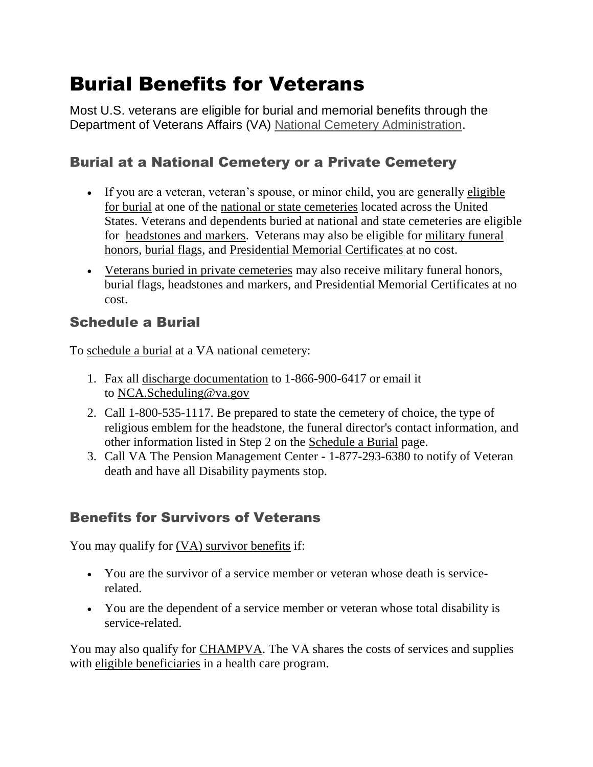# Burial Benefits for Veterans

Most U.S. veterans are eligible for burial and memorial benefits through the Department of Veterans Affairs (VA) National Cemetery Administration.

## Burial at a National Cemetery or a Private Cemetery

- If you are a veteran, veteran's spouse, or minor child, you are generally eligible for burial at one of the national or state cemeteries located across the United States. Veterans and dependents buried at national and state cemeteries are eligible for headstones and markers. Veterans may also be eligible for military funeral honors, burial flags, and Presidential Memorial Certificates at no cost.
- Veterans buried in private cemeteries may also receive military funeral honors, burial flags, headstones and markers, and Presidential Memorial Certificates at no cost.

## Schedule a Burial

To schedule a burial at a VA national cemetery:

1. Fax all discharge documentation to 1-866-900-6417 or email it to NCA.Scheduling@va.gov
2. Call 1-800-535-1117. Be prepared to state the cemetery of choice, the type of religious emblem for the headstone, the funeral director's contact information, and other information listed in Step 2 on the Schedule a Burial page.
3. Call VA The Pension Management Center - 1-877-293-6380 to notify of Veteran death and have all Disability payments stop.

## Benefits for Survivors of Veterans

You may qualify for (VA) survivor benefits if:

- You are the survivor of a service member or veteran whose death is service-related.
- You are the dependent of a service member or veteran whose total disability is service-related.

You may also qualify for CHAMPVA. The VA shares the costs of services and supplies with eligible beneficiaries in a health care program.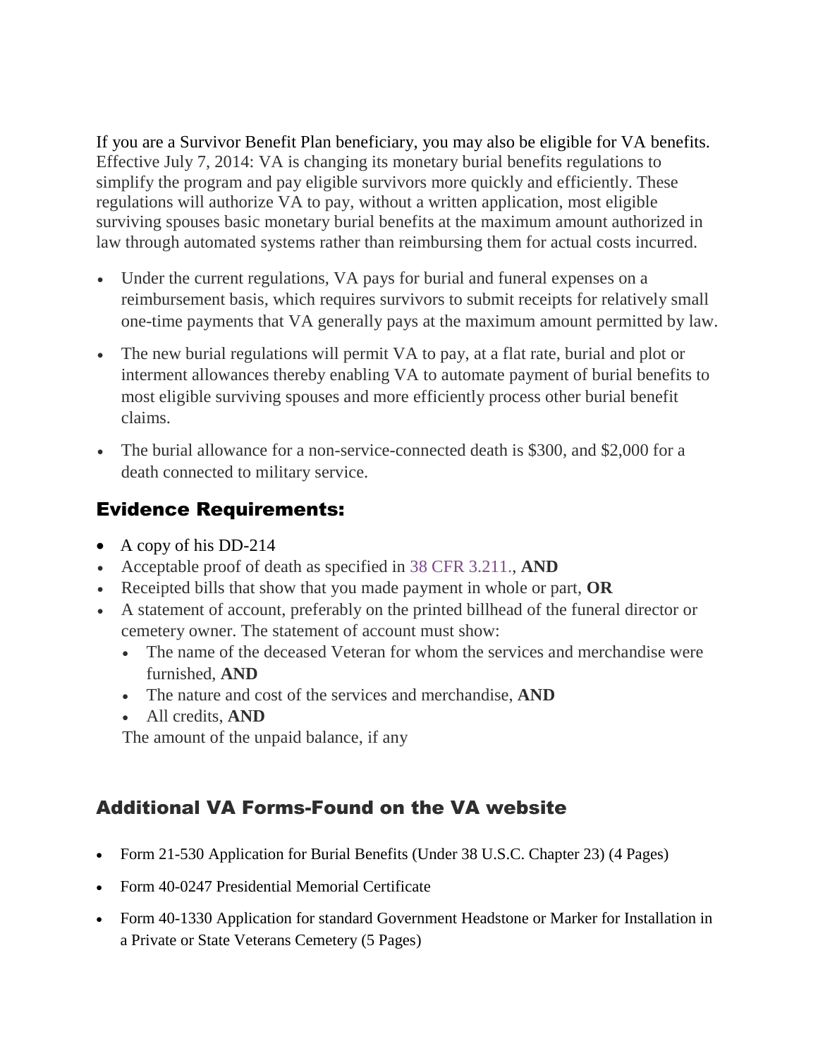If you are a Survivor Benefit Plan beneficiary, you may also be eligible for VA benefits. Effective July 7, 2014: VA is changing its monetary burial benefits regulations to simplify the program and pay eligible survivors more quickly and efficiently. These regulations will authorize VA to pay, without a written application, most eligible surviving spouses basic monetary burial benefits at the maximum amount authorized in law through automated systems rather than reimbursing them for actual costs incurred.

- Under the current regulations, VA pays for burial and funeral expenses on a reimbursement basis, which requires survivors to submit receipts for relatively small one-time payments that VA generally pays at the maximum amount permitted by law.
- The new burial regulations will permit VA to pay, at a flat rate, burial and plot or interment allowances thereby enabling VA to automate payment of burial benefits to most eligible surviving spouses and more efficiently process other burial benefit claims.
- The burial allowance for a non-service-connected death is $300, and $2,000 for a death connected to military service.

## Evidence Requirements:

- A copy of his DD-214
- Acceptable proof of death as specified in 38 CFR 3.211., **AND**
- Receipted bills that show that you made payment in whole or part, **OR**
- A statement of account, preferably on the printed billhead of the funeral director or cemetery owner. The statement of account must show:
  - The name of the deceased Veteran for whom the services and merchandise were furnished, **AND**
  - The nature and cost of the services and merchandise, **AND**
  - All credits, **AND**

  The amount of the unpaid balance, if any

## Additional VA Forms-Found on the VA website

- Form 21-530 Application for Burial Benefits (Under 38 U.S.C. Chapter 23) (4 Pages)
- Form 40-0247 Presidential Memorial Certificate
- Form 40-1330 Application for standard Government Headstone or Marker for Installation in a Private or State Veterans Cemetery (5 Pages)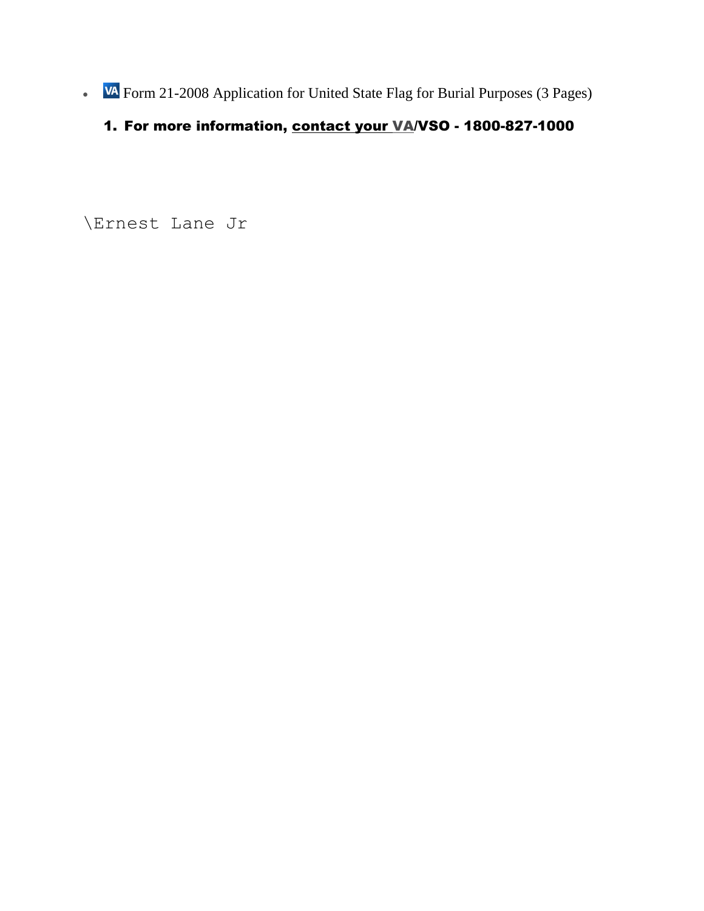- Form 21-2008 Application for United State Flag for Burial Purposes (3 Pages)

1. **For more information, contact your VA/VSO - 1800-827-1000**

\Ernest Lane Jr